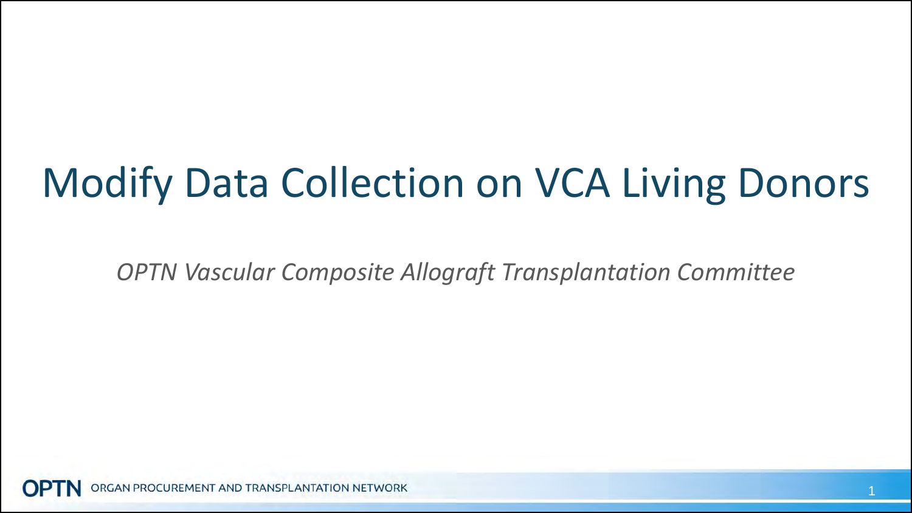# Modify Data Collection on VCA Living Donors

*OPTN Vascular Composite Allograft Transplantation Committee*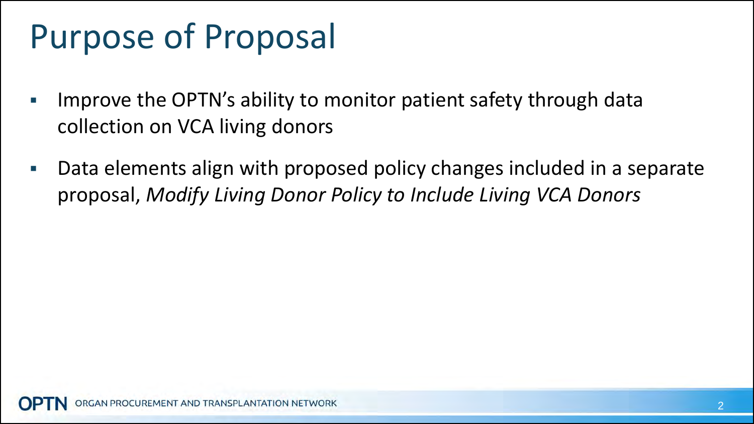# Purpose of Proposal

- Improve the OPTN's ability to monitor patient safety through data collection on VCA living donors
- Data elements align with proposed policy changes included in a separate proposal, *Modify Living Donor Policy to Include Living VCA Donors*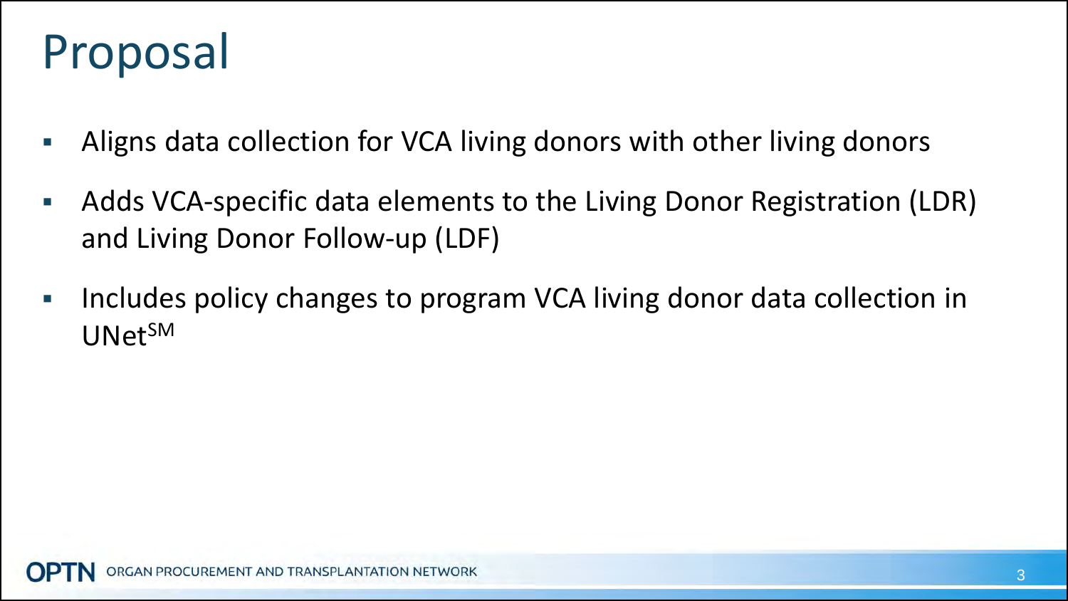# Proposal

- Aligns data collection for VCA living donors with other living donors
- Adds VCA-specific data elements to the Living Donor Registration (LDR) and Living Donor Follow-up (LDF)
- Includes policy changes to program VCA living donor data collection in UNet$^{SM}$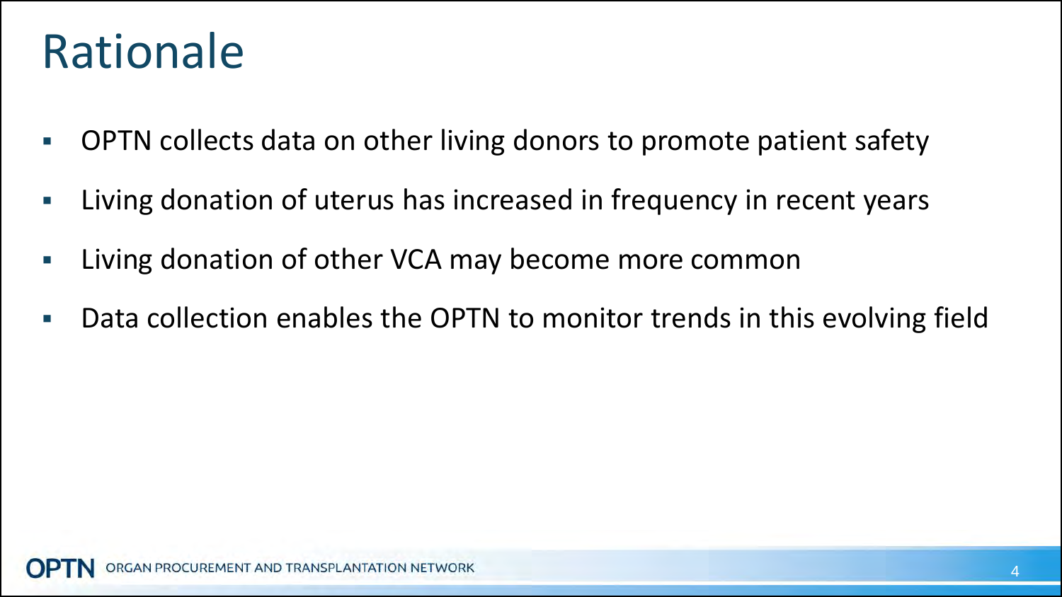# Rationale

- OPTN collects data on other living donors to promote patient safety
- Living donation of uterus has increased in frequency in recent years
- Living donation of other VCA may become more common
- Data collection enables the OPTN to monitor trends in this evolving field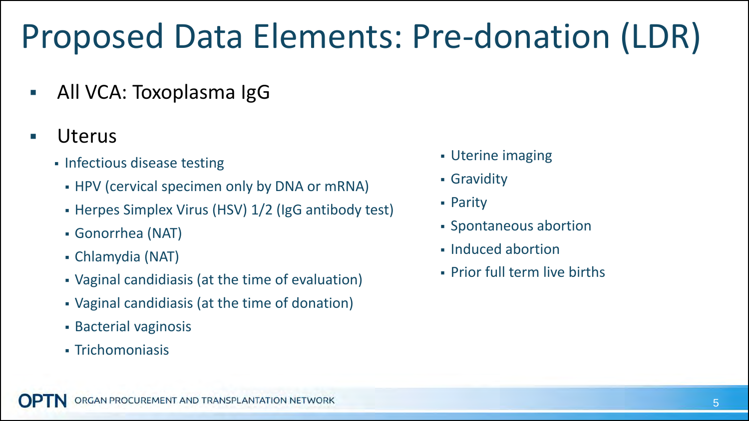# Proposed Data Elements: Pre-donation (LDR)

- All VCA: Toxoplasma IgG
- Uterus
  - Infectious disease testing
    - HPV (cervical specimen only by DNA or mRNA)
    - Herpes Simplex Virus (HSV) 1/2 (IgG antibody test)
    - Gonorrhea (NAT)
    - Chlamydia (NAT)
    - Vaginal candidiasis (at the time of evaluation)
    - Vaginal candidiasis (at the time of donation)
    - Bacterial vaginosis
    - Trichomoniasis
  - Uterine imaging
  - Gravidity
  - Parity
  - Spontaneous abortion
  - Induced abortion
  - Prior full term live births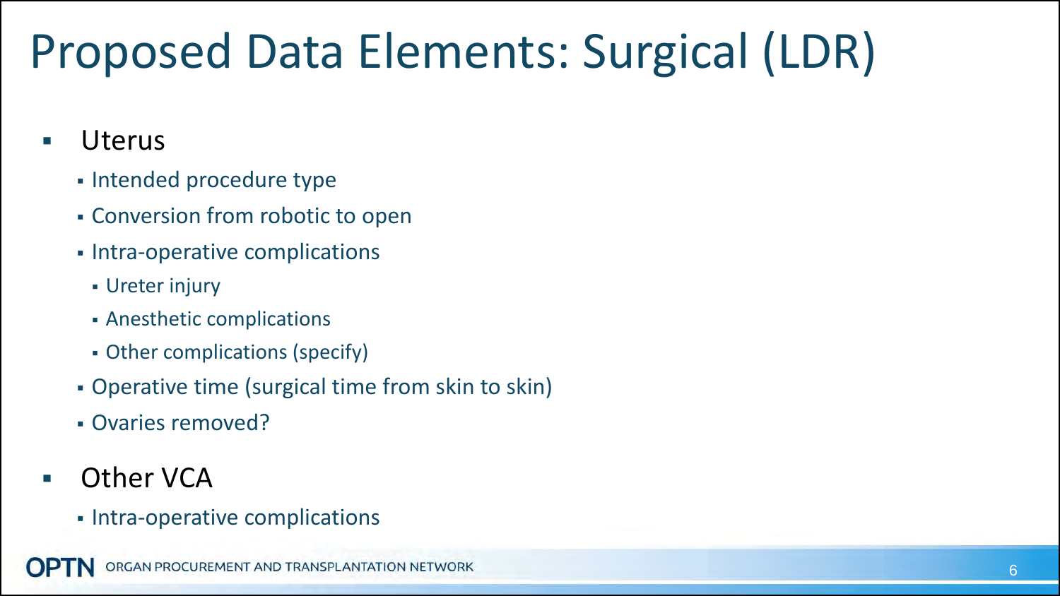# Proposed Data Elements: Surgical (LDR)

- Uterus
  - Intended procedure type
  - Conversion from robotic to open
  - Intra-operative complications
    - Ureter injury
    - Anesthetic complications
    - Other complications (specify)
  - Operative time (surgical time from skin to skin)
  - Ovaries removed?
- Other VCA
  - Intra-operative complications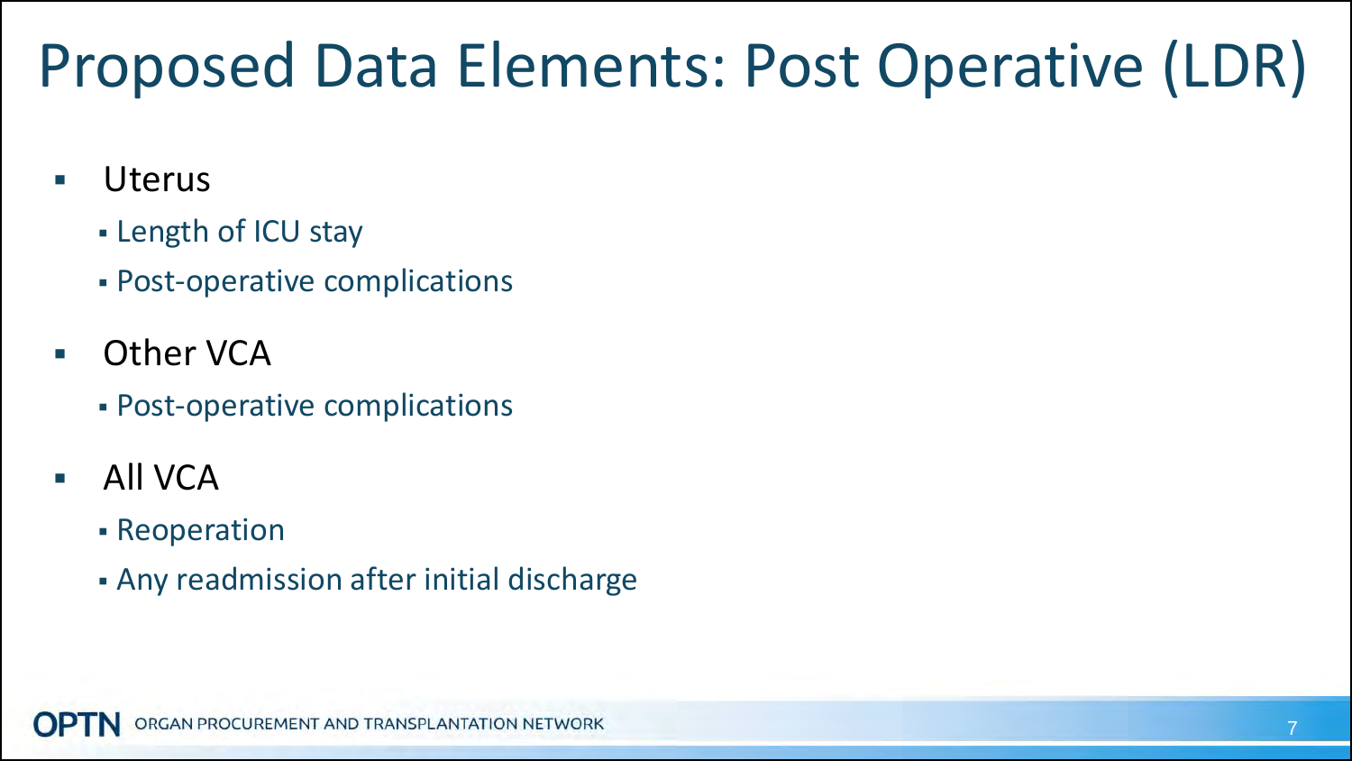# Proposed Data Elements: Post Operative (LDR)

- Uterus
  - Length of ICU stay
  - Post-operative complications
- Other VCA
  - Post-operative complications
- All VCA
  - Reoperation
  - Any readmission after initial discharge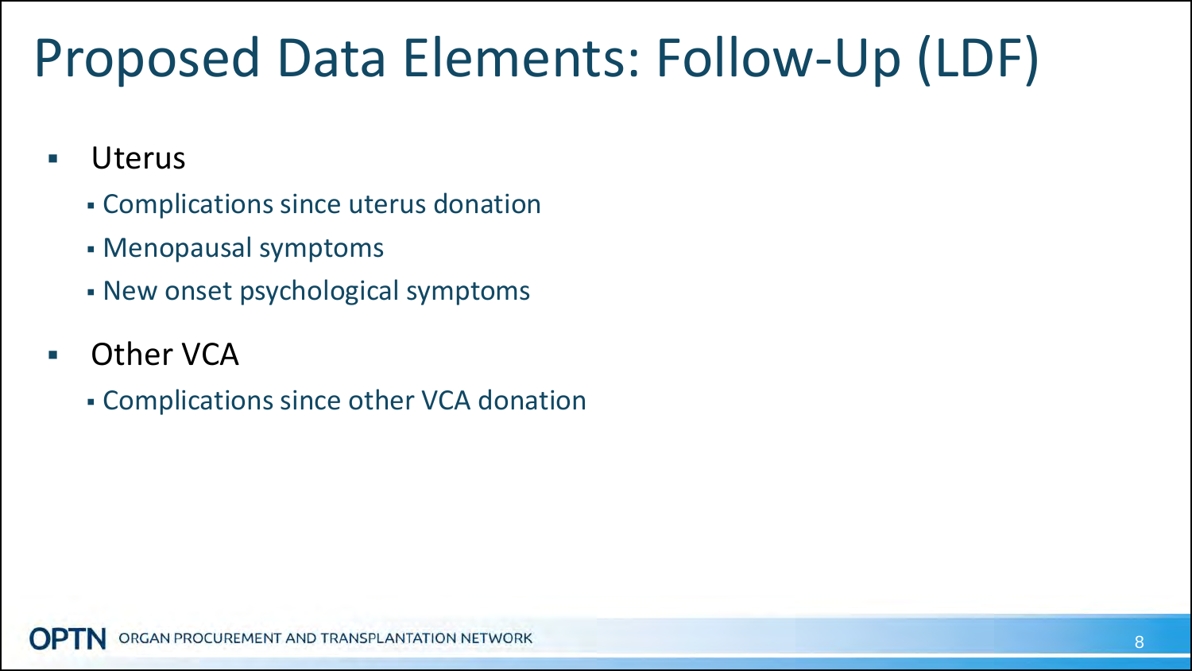# Proposed Data Elements: Follow-Up (LDF)

- Uterus
  - Complications since uterus donation
  - Menopausal symptoms
  - New onset psychological symptoms
- Other VCA
  - Complications since other VCA donation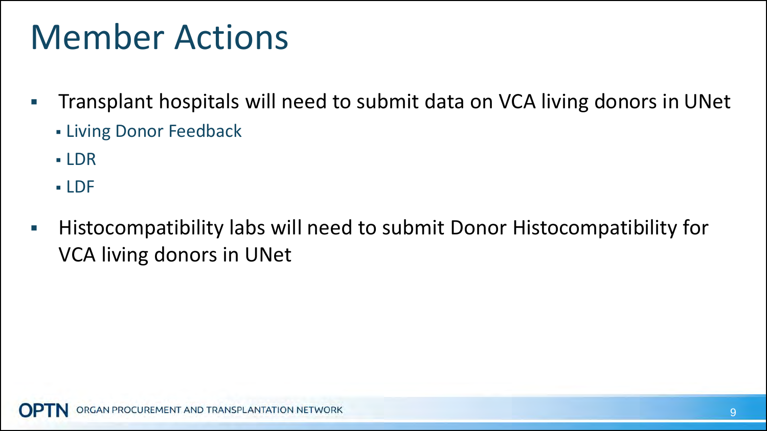# Member Actions

- Transplant hospitals will need to submit data on VCA living donors in UNet
  - Living Donor Feedback
  - LDR
  - LDF
- Histocompatibility labs will need to submit Donor Histocompatibility for VCA living donors in UNet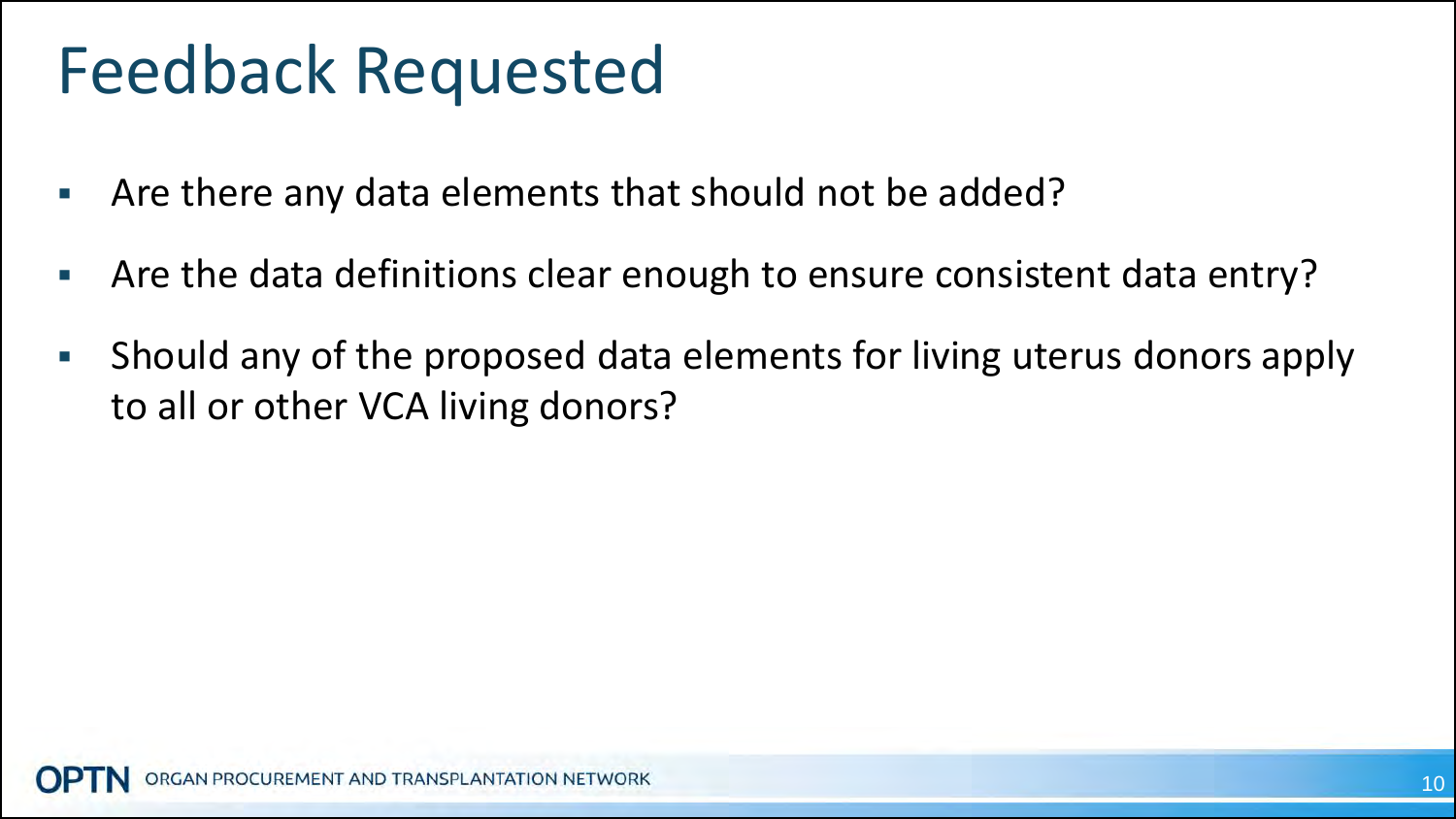# Feedback Requested

- Are there any data elements that should not be added?
- Are the data definitions clear enough to ensure consistent data entry?
- Should any of the proposed data elements for living uterus donors apply to all or other VCA living donors?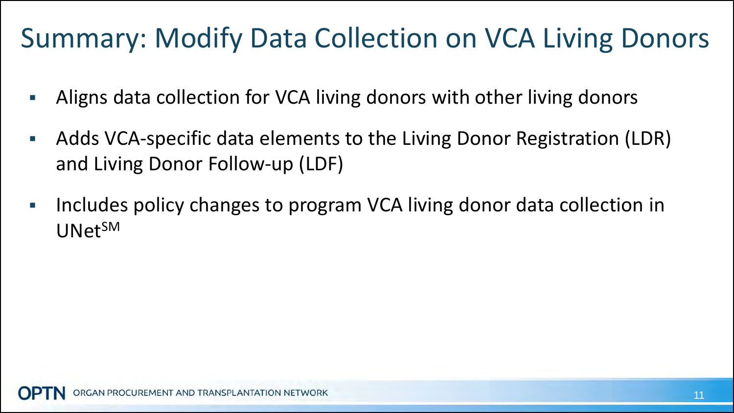# Summary: Modify Data Collection on VCA Living Donors

- Aligns data collection for VCA living donors with other living donors
- Adds VCA-specific data elements to the Living Donor Registration (LDR) and Living Donor Follow-up (LDF)
- Includes policy changes to program VCA living donor data collection in UNet℠